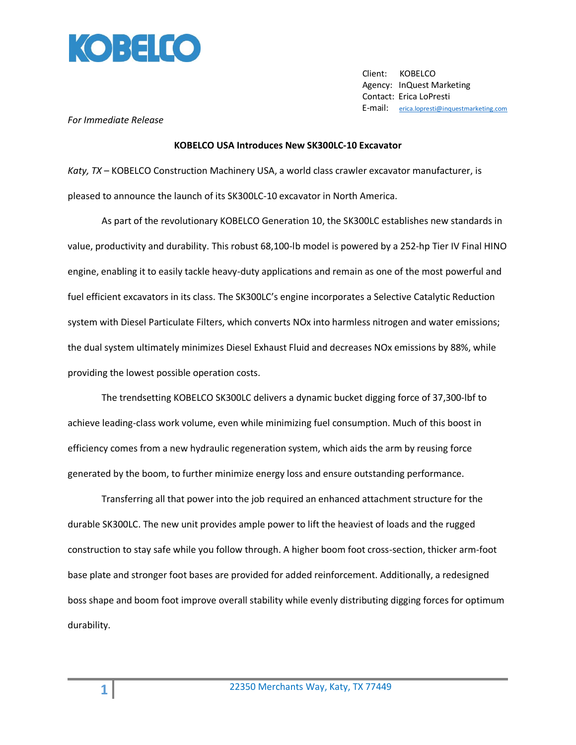KOBELCO

Client: KOBELCO
Agency: InQuest Marketing
Contact: Erica LoPresti
E-mail: erica.lopresti@inquestmarketing.com

*For Immediate Release*

**KOBELCO USA Introduces New SK300LC-10 Excavator**

*Katy, TX* – KOBELCO Construction Machinery USA, a world class crawler excavator manufacturer, is pleased to announce the launch of its SK300LC-10 excavator in North America.

As part of the revolutionary KOBELCO Generation 10, the SK300LC establishes new standards in value, productivity and durability. This robust 68,100-lb model is powered by a 252-hp Tier IV Final HINO engine, enabling it to easily tackle heavy-duty applications and remain as one of the most powerful and fuel efficient excavators in its class. The SK300LC's engine incorporates a Selective Catalytic Reduction system with Diesel Particulate Filters, which converts NOx into harmless nitrogen and water emissions; the dual system ultimately minimizes Diesel Exhaust Fluid and decreases NOx emissions by 88%, while providing the lowest possible operation costs.

The trendsetting KOBELCO SK300LC delivers a dynamic bucket digging force of 37,300-lbf to achieve leading-class work volume, even while minimizing fuel consumption. Much of this boost in efficiency comes from a new hydraulic regeneration system, which aids the arm by reusing force generated by the boom, to further minimize energy loss and ensure outstanding performance.

Transferring all that power into the job required an enhanced attachment structure for the durable SK300LC. The new unit provides ample power to lift the heaviest of loads and the rugged construction to stay safe while you follow through. A higher boom foot cross-section, thicker arm-foot base plate and stronger foot bases are provided for added reinforcement. Additionally, a redesigned boss shape and boom foot improve overall stability while evenly distributing digging forces for optimum durability.

22350 Merchants Way, Katy, TX 77449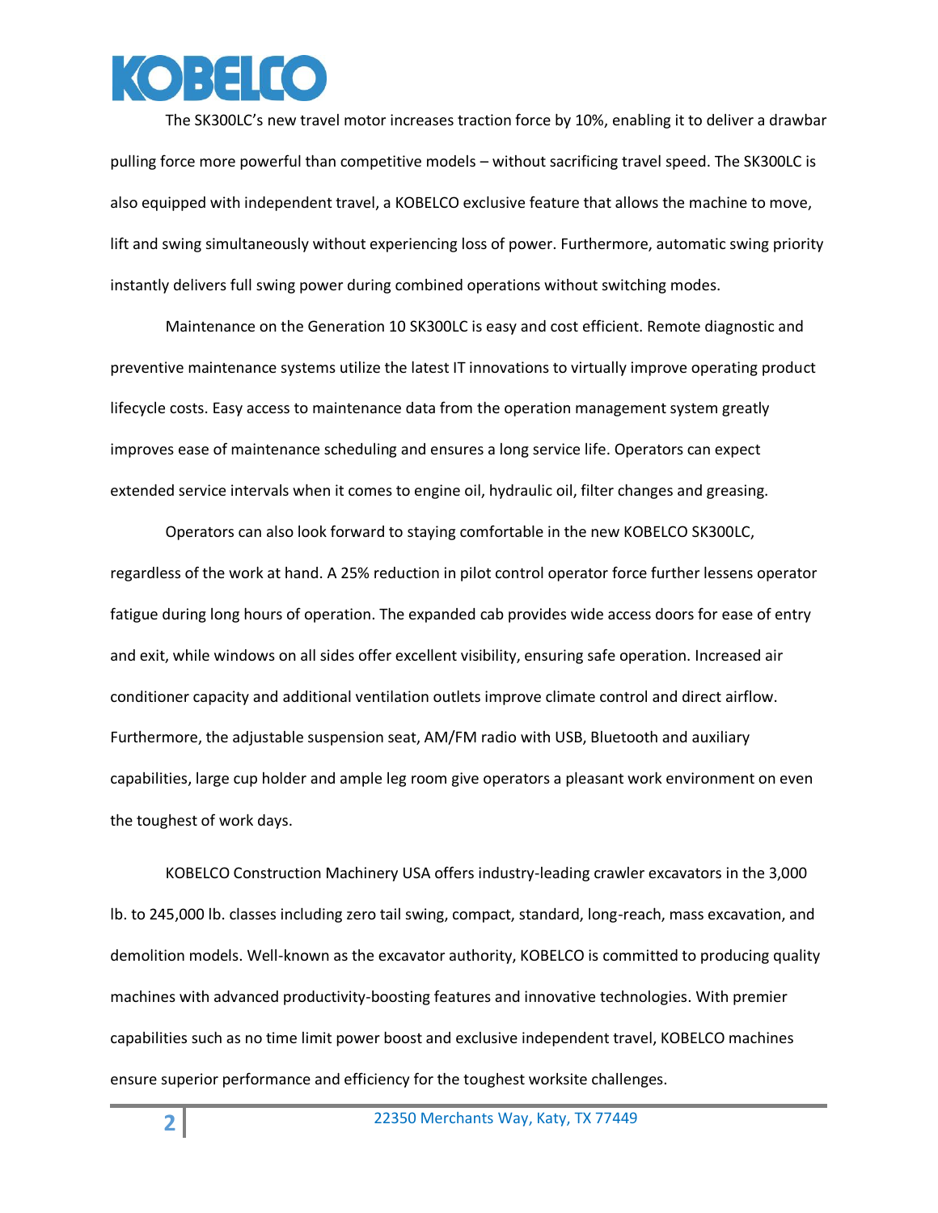The SK300LC's new travel motor increases traction force by 10%, enabling it to deliver a drawbar pulling force more powerful than competitive models – without sacrificing travel speed. The SK300LC is also equipped with independent travel, a KOBELCO exclusive feature that allows the machine to move, lift and swing simultaneously without experiencing loss of power. Furthermore, automatic swing priority instantly delivers full swing power during combined operations without switching modes.

Maintenance on the Generation 10 SK300LC is easy and cost efficient. Remote diagnostic and preventive maintenance systems utilize the latest IT innovations to virtually improve operating product lifecycle costs. Easy access to maintenance data from the operation management system greatly improves ease of maintenance scheduling and ensures a long service life. Operators can expect extended service intervals when it comes to engine oil, hydraulic oil, filter changes and greasing.

Operators can also look forward to staying comfortable in the new KOBELCO SK300LC, regardless of the work at hand. A 25% reduction in pilot control operator force further lessens operator fatigue during long hours of operation. The expanded cab provides wide access doors for ease of entry and exit, while windows on all sides offer excellent visibility, ensuring safe operation. Increased air conditioner capacity and additional ventilation outlets improve climate control and direct airflow. Furthermore, the adjustable suspension seat, AM/FM radio with USB, Bluetooth and auxiliary capabilities, large cup holder and ample leg room give operators a pleasant work environment on even the toughest of work days.

KOBELCO Construction Machinery USA offers industry-leading crawler excavators in the 3,000 lb. to 245,000 lb. classes including zero tail swing, compact, standard, long-reach, mass excavation, and demolition models. Well-known as the excavator authority, KOBELCO is committed to producing quality machines with advanced productivity-boosting features and innovative technologies. With premier capabilities such as no time limit power boost and exclusive independent travel, KOBELCO machines ensure superior performance and efficiency for the toughest worksite challenges.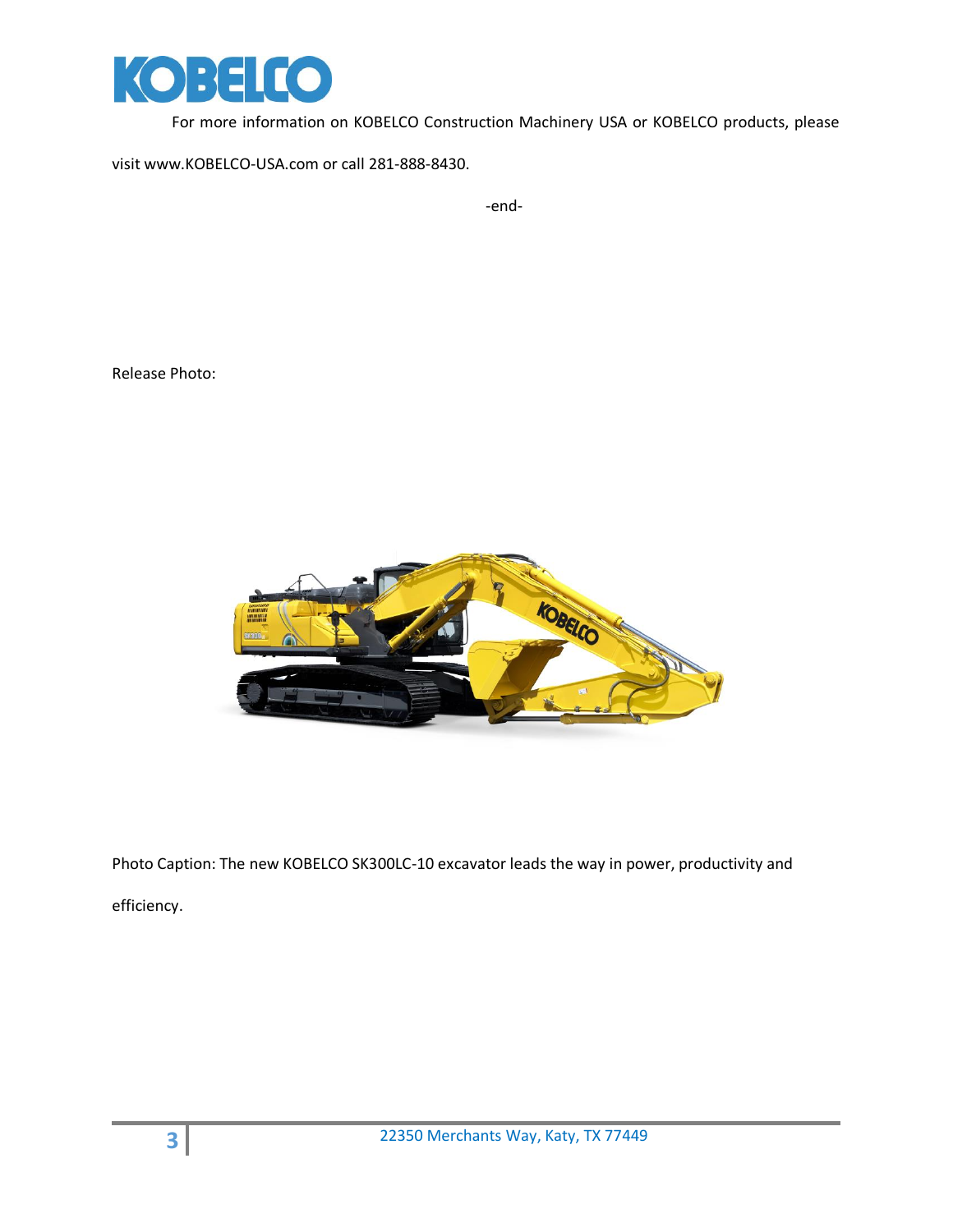For more information on KOBELCO Construction Machinery USA or KOBELCO products, please visit www.KOBELCO-USA.com or call 281-888-8430.

-end-

Release Photo:

Photo Caption: The new KOBELCO SK300LC-10 excavator leads the way in power, productivity and efficiency.